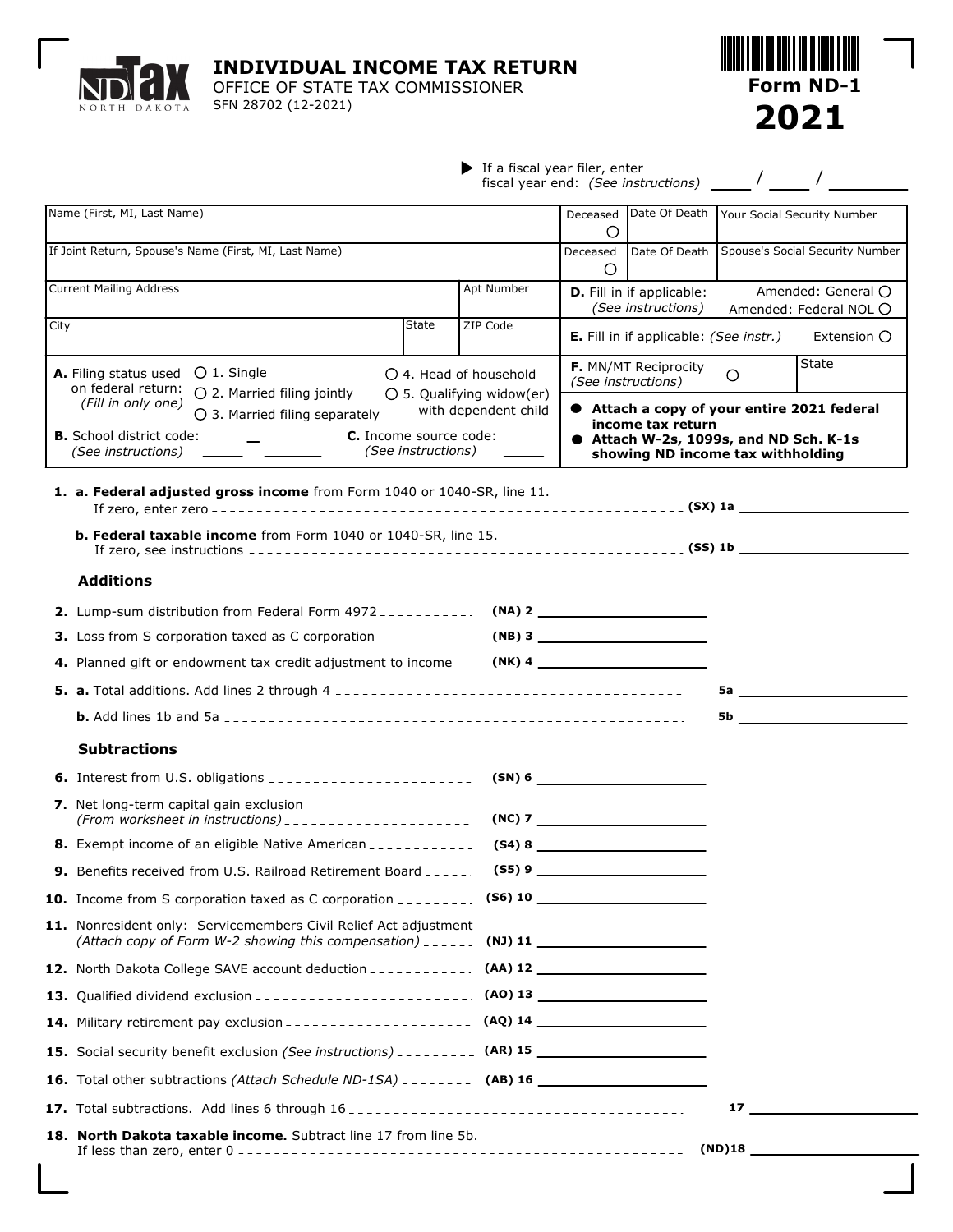NORTH DAKOTA

# INDIVIDUAL INCOME TAX RETURN

OFFICE OF STATE TAX COMMISSIONER
SFN 28702 (12-2021)

**Form ND-1**
**2021**

▶ If a fiscal year filer, enter fiscal year end: *(See instructions)* ____ / ____ / ________

| Name (First, MI, Last Name) | Deceased ○ | Date Of Death | Your Social Security Number |
|---|---|---|---|
| If Joint Return, Spouse's Name (First, MI, Last Name) | Deceased ○ | Date Of Death | Spouse's Social Security Number |

| Current Mailing Address | | Apt Number |
|---|---|---|
| City | State | ZIP Code |

**D.** Fill in if applicable: *(See instructions)* Amended: General ○ Amended: Federal NOL ○

**E.** Fill in if applicable: *(See instr.)* Extension ○

**F.** MN/MT Reciprocity *(See instructions)* ○ State

**A.** Filing status used on federal return: *(Fill in only one)*
○ 1. Single
○ 2. Married filing jointly
○ 3. Married filing separately
○ 4. Head of household
○ 5. Qualifying widow(er) with dependent child

**B.** School district code: *(See instructions)* _____ _ _______

**C.** Income source code: *(See instructions)* _____

- **Attach a copy of your entire 2021 federal income tax return**
- **Attach W-2s, 1099s, and ND Sch. K-1s showing ND income tax withholding**

**1. a. Federal adjusted gross income** from Form 1040 or 1040-SR, line 11. If zero, enter zero (SX) 1a ________

**b. Federal taxable income** from Form 1040 or 1040-SR, line 15. If zero, see instructions (SS) 1b ________

### Additions

**2.** Lump-sum distribution from Federal Form 4972 (NA) 2 ________

**3.** Loss from S corporation taxed as C corporation (NB) 3 ________

**4.** Planned gift or endowment tax credit adjustment to income (NK) 4 ________

**5. a.** Total additions. Add lines 2 through 4 5a ________

**b.** Add lines 1b and 5a 5b ________

### Subtractions

**6.** Interest from U.S. obligations (SN) 6 ________

**7.** Net long-term capital gain exclusion *(From worksheet in instructions)* (NC) 7 ________

**8.** Exempt income of an eligible Native American (S4) 8 ________

**9.** Benefits received from U.S. Railroad Retirement Board (S5) 9 ________

**10.** Income from S corporation taxed as C corporation (S6) 10 ________

**11.** Nonresident only: Servicemembers Civil Relief Act adjustment *(Attach copy of Form W-2 showing this compensation)* (NJ) 11 ________

**12.** North Dakota College SAVE account deduction (AA) 12 ________

**13.** Qualified dividend exclusion (AO) 13 ________

**14.** Military retirement pay exclusion (AQ) 14 ________

**15.** Social security benefit exclusion *(See instructions)* (AR) 15 ________

**16.** Total other subtractions *(Attach Schedule ND-1SA)* (AB) 16 ________

**17.** Total subtractions. Add lines 6 through 16 17 ________

**18. North Dakota taxable income.** Subtract line 17 from line 5b. If less than zero, enter 0 (ND)18 ________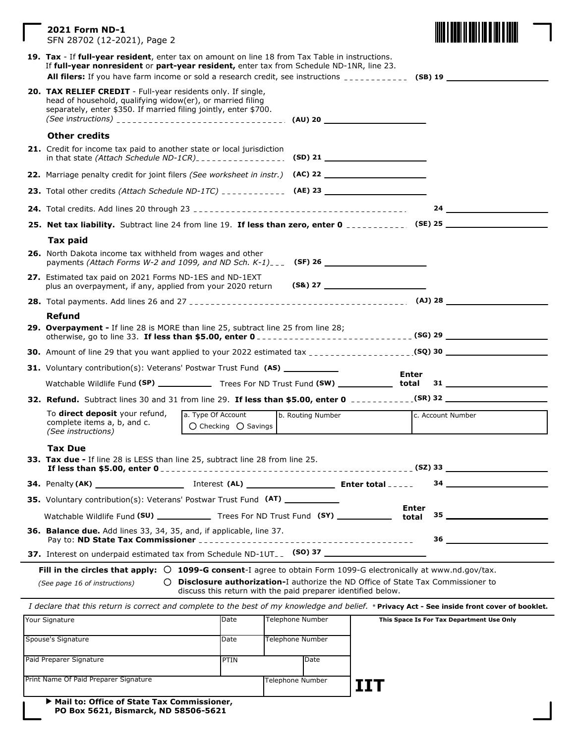**2021 Form ND-1**
SFN 28702 (12-2021), Page 2

**19. Tax** - If **full-year resident**, enter tax on amount on line 18 from Tax Table in instructions.
If **full-year nonresident** or **part-year resident,** enter tax from Schedule ND-1NR, line 23.
**All filers:** If you have farm income or sold a research credit, see instructions (SB) 19 ____________

**20. TAX RELIEF CREDIT** - Full-year residents only. If single, head of household, qualifying widow(er), or married filing separately, enter $350. If married filing jointly, enter $700. *(See instructions)* (AU) 20 ____________

### Other credits

**21.** Credit for income tax paid to another state or local jurisdiction in that state *(Attach Schedule ND-1CR)* (SD) 21 ____________

**22.** Marriage penalty credit for joint filers *(See worksheet in instr.)* (AC) 22 ____________

**23.** Total other credits *(Attach Schedule ND-1TC)* (AE) 23 ____________

**24.** Total credits. Add lines 20 through 23 24 ____________

**25. Net tax liability.** Subtract line 24 from line 19. **If less than zero, enter 0** (SE) 25 ____________

### Tax paid

**26.** North Dakota income tax withheld from wages and other payments *(Attach Forms W-2 and 1099, and ND Sch. K-1)* (SF) 26 ____________

**27.** Estimated tax paid on 2021 Forms ND-1ES and ND-1EXT plus an overpayment, if any, applied from your 2020 return (S&) 27 ____________

**28.** Total payments. Add lines 26 and 27 (AJ) 28 ____________

### Refund

**29. Overpayment -** If line 28 is MORE than line 25, subtract line 25 from line 28; otherwise, go to line 33. **If less than $5.00, enter 0** (SG) 29 ____________

**30.** Amount of line 29 that you want applied to your 2022 estimated tax (SQ) 30 ____________

**31.** Voluntary contribution(s): Veterans' Postwar Trust Fund **(AS)** ____________
Watchable Wildlife Fund **(SP)** ____________ Trees For ND Trust Fund **(SW)** ____________ **Enter total** 31 ____________

**32. Refund.** Subtract lines 30 and 31 from line 29. **If less than $5.00, enter 0** (SR) 32 ____________

To **direct deposit** your refund, complete items a, b, and c. *(See instructions)*

| a. Type Of Account | b. Routing Number | c. Account Number |
|---|---|---|
| ○ Checking ○ Savings | | |

### Tax Due

**33. Tax due -** If line 28 is LESS than line 25, subtract line 28 from line 25. **If less than $5.00, enter 0** (SZ) 33 ____________

**34.** Penalty **(AK)** ____________ Interest **(AL)** ____________ **Enter total** 34 ____________

**35.** Voluntary contribution(s): Veterans' Postwar Trust Fund **(AT)** ____________
Watchable Wildlife Fund **(SU)** ____________ Trees For ND Trust Fund **(SY)** ____________ **Enter total** 35 ____________

**36. Balance due.** Add lines 33, 34, 35, and, if applicable, line 37. Pay to: **ND State Tax Commissioner** 36 ____________

**37.** Interest on underpaid estimated tax from Schedule ND-1UT (SO) 37 ____________

**Fill in the circles that apply:** ○ **1099-G consent**-I agree to obtain Form 1099-G electronically at www.nd.gov/tax.
*(See page 16 of instructions)* ○ **Disclosure authorization-**I authorize the ND Office of State Tax Commissioner to discuss this return with the paid preparer identified below.

*I declare that this return is correct and complete to the best of my knowledge and belief.* * **Privacy Act - See inside front cover of booklet.**

| Your Signature | Date | Telephone Number | | This Space Is For Tax Department Use Only |
|---|---|---|---|---|
| Spouse's Signature | Date | Telephone Number | | |
| Paid Preparer Signature | PTIN | | Date | |
| Print Name Of Paid Preparer Signature | | Telephone Number | | **IIT** |

▶ **Mail to: Office of State Tax Commissioner, PO Box 5621, Bismarck, ND 58506-5621**